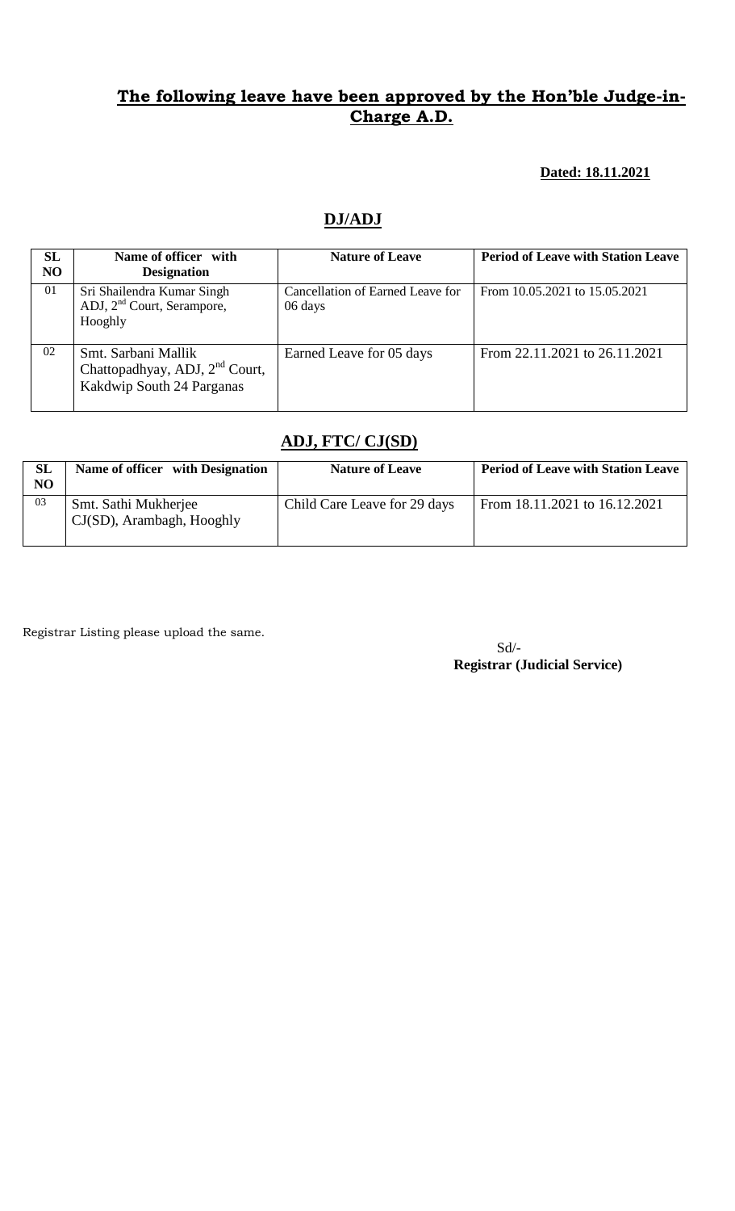## The following leave have been approved by the Hon'ble Judge-in-Charge A.D.

**Dated: 18.11.2021**

## DJ/ADJ

| SL NO | Name of officer with Designation | Nature of Leave | Period of Leave with Station Leave |
|---|---|---|---|
| 01 | Sri Shailendra Kumar Singh ADJ, 2nd Court, Serampore, Hooghly | Cancellation of Earned Leave for 06 days | From 10.05.2021 to 15.05.2021 |
| 02 | Smt. Sarbani Mallik Chattopadhyay, ADJ, 2nd Court, Kakdwip South 24 Parganas | Earned Leave for 05 days | From 22.11.2021 to 26.11.2021 |

## ADJ, FTC/ CJ(SD)

| SL NO | Name of officer with Designation | Nature of Leave | Period of Leave with Station Leave |
|---|---|---|---|
| 03 | Smt. Sathi Mukherjee CJ(SD), Arambagh, Hooghly | Child Care Leave for 29 days | From 18.11.2021 to 16.12.2021 |

Registrar Listing please upload the same.

Sd/-

**Registrar (Judicial Service)**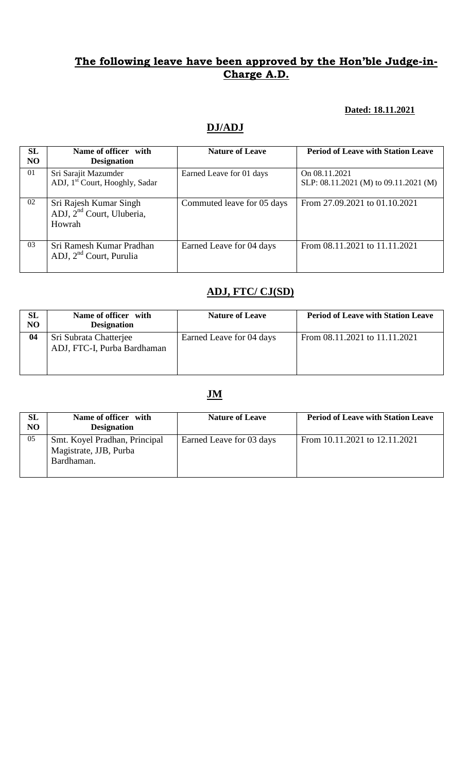## The following leave have been approved by the Hon'ble Judge-in-Charge A.D.

**Dated: 18.11.2021**

### DJ/ADJ

| SL NO | Name of officer with Designation | Nature of Leave | Period of Leave with Station Leave |
|---|---|---|---|
| 01 | Sri Sarajit Mazumder<br>ADJ, 1st Court, Hooghly, Sadar | Earned Leave for 01 days | On 08.11.2021<br>SLP: 08.11.2021 (M) to 09.11.2021 (M) |
| 02 | Sri Rajesh Kumar Singh<br>ADJ, 2nd Court, Uluberia, Howrah | Commuted leave for 05 days | From 27.09.2021 to 01.10.2021 |
| 03 | Sri Ramesh Kumar Pradhan<br>ADJ, 2nd Court, Purulia | Earned Leave for 04 days | From 08.11.2021 to 11.11.2021 |

### ADJ, FTC/ CJ(SD)

| SL NO | Name of officer with Designation | Nature of Leave | Period of Leave with Station Leave |
|---|---|---|---|
| **04** | Sri Subrata Chatterjee<br>ADJ, FTC-I, Purba Bardhaman | Earned Leave for 04 days | From 08.11.2021 to 11.11.2021 |

### JM

| SL NO | Name of officer with Designation | Nature of Leave | Period of Leave with Station Leave |
|---|---|---|---|
| 05 | Smt. Koyel Pradhan, Principal Magistrate, JJB, Purba Bardhaman. | Earned Leave for 03 days | From 10.11.2021 to 12.11.2021 |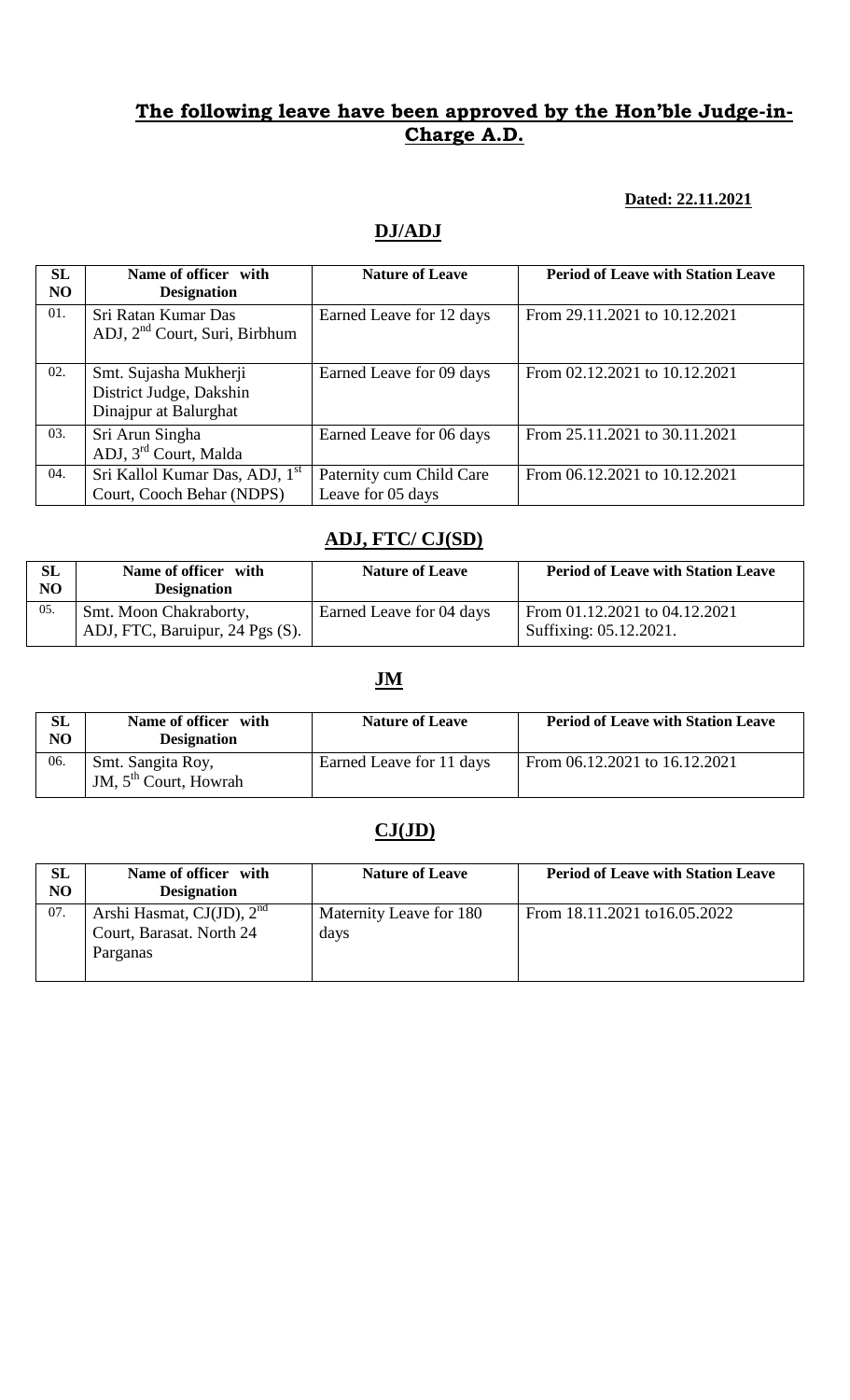## **The following leave have been approved by the Hon'ble Judge-in-Charge A.D.**

**Dated: 22.11.2021**

### DJ/ADJ

| SL NO | Name of officer with Designation | Nature of Leave | Period of Leave with Station Leave |
|---|---|---|---|
| 01. | Sri Ratan Kumar Das ADJ, 2nd Court, Suri, Birbhum | Earned Leave for 12 days | From 29.11.2021 to 10.12.2021 |
| 02. | Smt. Sujasha Mukherji District Judge, Dakshin Dinajpur at Balurghat | Earned Leave for 09 days | From 02.12.2021 to 10.12.2021 |
| 03. | Sri Arun Singha ADJ, 3rd Court, Malda | Earned Leave for 06 days | From 25.11.2021 to 30.11.2021 |
| 04. | Sri Kallol Kumar Das, ADJ, 1st Court, Cooch Behar (NDPS) | Paternity cum Child Care Leave for 05 days | From 06.12.2021 to 10.12.2021 |

### ADJ, FTC/ CJ(SD)

| SL NO | Name of officer with Designation | Nature of Leave | Period of Leave with Station Leave |
|---|---|---|---|
| 05. | Smt. Moon Chakraborty, ADJ, FTC, Baruipur, 24 Pgs (S). | Earned Leave for 04 days | From 01.12.2021 to 04.12.2021 Suffixing: 05.12.2021. |

### JM

| SL NO | Name of officer with Designation | Nature of Leave | Period of Leave with Station Leave |
|---|---|---|---|
| 06. | Smt. Sangita Roy, JM, 5th Court, Howrah | Earned Leave for 11 days | From 06.12.2021 to 16.12.2021 |

### CJ(JD)

| SL NO | Name of officer with Designation | Nature of Leave | Period of Leave with Station Leave |
|---|---|---|---|
| 07. | Arshi Hasmat, CJ(JD), 2nd Court, Barasat. North 24 Parganas | Maternity Leave for 180 days | From 18.11.2021 to16.05.2022 |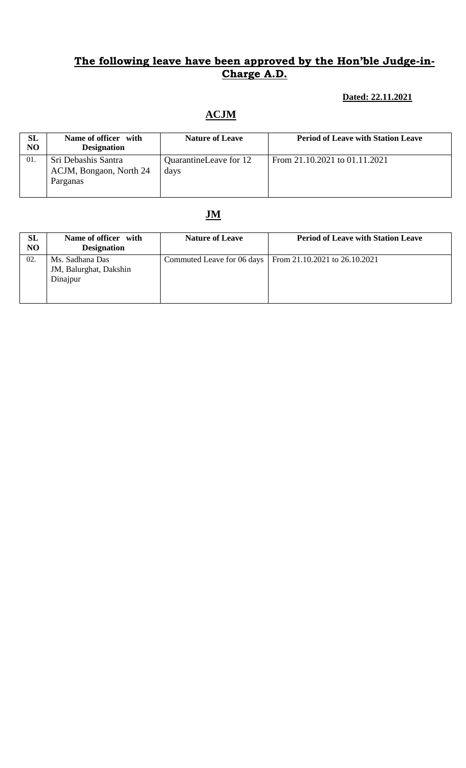## The following leave have been approved by the Hon'ble Judge-in-Charge A.D.

**Dated: 22.11.2021**

### ACJM

| SL NO | Name of officer with Designation | Nature of Leave | Period of Leave with Station Leave |
|---|---|---|---|
| 01. | Sri Debashis Santra ACJM, Bongaon, North 24 Parganas | QuarantineLeave for 12 days | From 21.10.2021 to 01.11.2021 |

### JM

| SL NO | Name of officer with Designation | Nature of Leave | Period of Leave with Station Leave |
|---|---|---|---|
| 02. | Ms. Sadhana Das JM, Balurghat, Dakshin Dinajpur | Commuted Leave for 06 days | From 21.10.2021 to 26.10.2021 |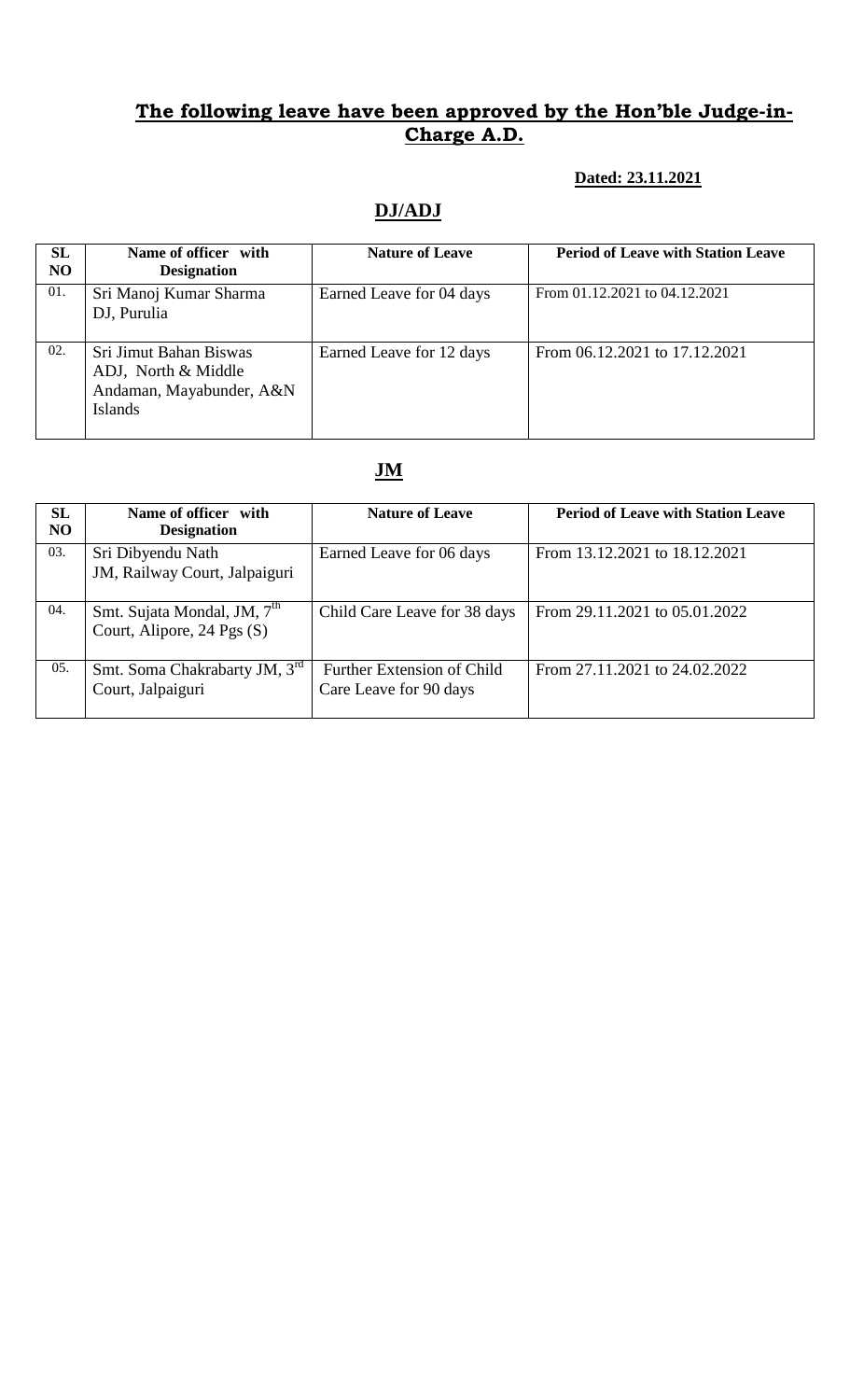## **The following leave have been approved by the Hon'ble Judge-in-Charge A.D.**

**Dated: 23.11.2021**

### **DJ/ADJ**

| SL NO | Name of officer with Designation | Nature of Leave | Period of Leave with Station Leave |
|---|---|---|---|
| 01. | Sri Manoj Kumar Sharma DJ, Purulia | Earned Leave for 04 days | From 01.12.2021 to 04.12.2021 |
| 02. | Sri Jimut Bahan Biswas ADJ, North & Middle Andaman, Mayabunder, A&N Islands | Earned Leave for 12 days | From 06.12.2021 to 17.12.2021 |

### **JM**

| SL NO | Name of officer with Designation | Nature of Leave | Period of Leave with Station Leave |
|---|---|---|---|
| 03. | Sri Dibyendu Nath JM, Railway Court, Jalpaiguri | Earned Leave for 06 days | From 13.12.2021 to 18.12.2021 |
| 04. | Smt. Sujata Mondal, JM, 7th Court, Alipore, 24 Pgs (S) | Child Care Leave for 38 days | From 29.11.2021 to 05.01.2022 |
| 05. | Smt. Soma Chakrabarty JM, 3rd Court, Jalpaiguri | Further Extension of Child Care Leave for 90 days | From 27.11.2021 to 24.02.2022 |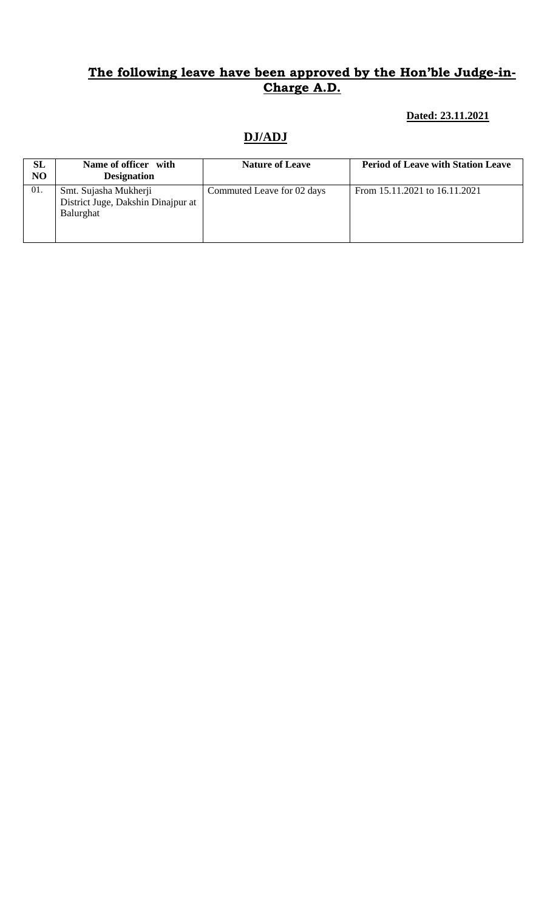## **The following leave have been approved by the Hon'ble Judge-in-Charge A.D.**

**Dated: 23.11.2021**

## **DJ/ADJ**

| SL NO | Name of officer with Designation | Nature of Leave | Period of Leave with Station Leave |
|---|---|---|---|
| 01. | Smt. Sujasha Mukherji District Juge, Dakshin Dinajpur at Balurghat | Commuted Leave for 02 days | From 15.11.2021 to 16.11.2021 |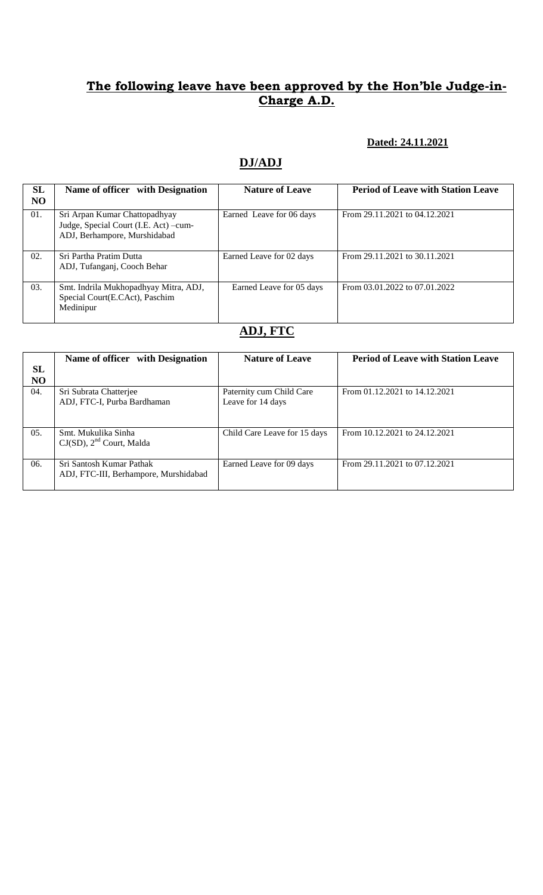## The following leave have been approved by the Hon'ble Judge-in-Charge A.D.

**Dated: 24.11.2021**

## DJ/ADJ

| SL NO | Name of officer with Designation | Nature of Leave | Period of Leave with Station Leave |
|---|---|---|---|
| 01. | Sri Arpan Kumar Chattopadhyay Judge, Special Court (I.E. Act) –cum-ADJ, Berhampore, Murshidabad | Earned Leave for 06 days | From 29.11.2021 to 04.12.2021 |
| 02. | Sri Partha Pratim Dutta ADJ, Tufanganj, Cooch Behar | Earned Leave for 02 days | From 29.11.2021 to 30.11.2021 |
| 03. | Smt. Indrila Mukhopadhyay Mitra, ADJ, Special Court(E.CAct), Paschim Medinipur | Earned Leave for 05 days | From 03.01.2022 to 07.01.2022 |

## ADJ, FTC

| SL NO | Name of officer with Designation | Nature of Leave | Period of Leave with Station Leave |
|---|---|---|---|
| 04. | Sri Subrata Chatterjee ADJ, FTC-I, Purba Bardhaman | Paternity cum Child Care Leave for 14 days | From 01.12.2021 to 14.12.2021 |
| 05. | Smt. Mukulika Sinha CJ(SD), 2nd Court, Malda | Child Care Leave for 15 days | From 10.12.2021 to 24.12.2021 |
| 06. | Sri Santosh Kumar Pathak ADJ, FTC-III, Berhampore, Murshidabad | Earned Leave for 09 days | From 29.11.2021 to 07.12.2021 |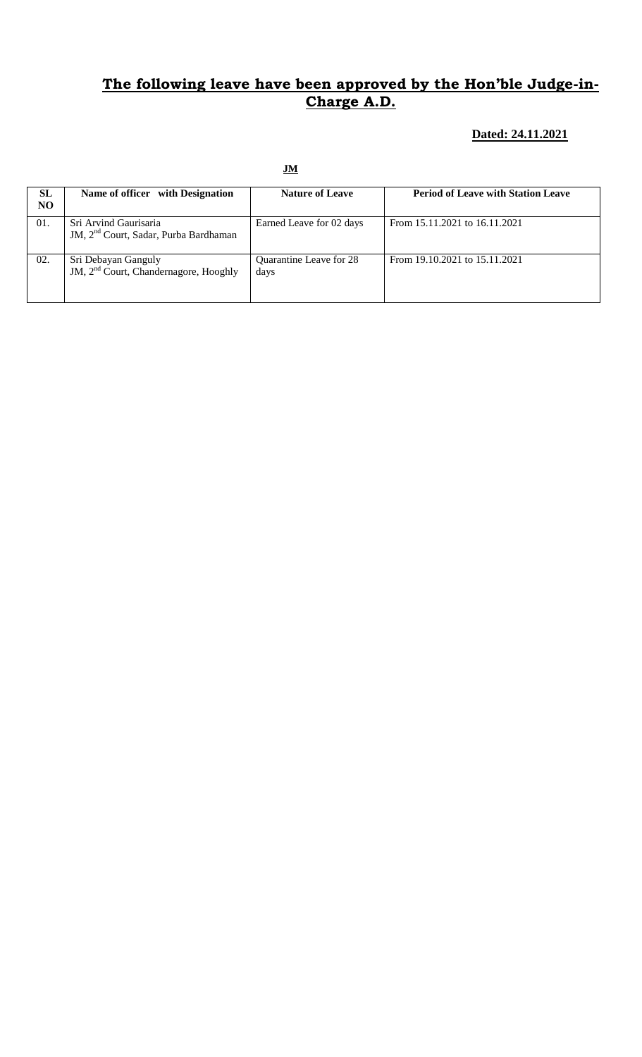## **The following leave have been approved by the Hon'ble Judge-in-Charge A.D.**

**Dated: 24.11.2021**

**JM**

| SL NO | Name of officer with Designation | Nature of Leave | Period of Leave with Station Leave |
|---|---|---|---|
| 01. | Sri Arvind Gaurisaria<br>JM, 2nd Court, Sadar, Purba Bardhaman | Earned Leave for 02 days | From 15.11.2021 to 16.11.2021 |
| 02. | Sri Debayan Ganguly<br>JM, 2nd Court, Chandernagore, Hooghly | Quarantine Leave for 28 days | From 19.10.2021 to 15.11.2021 |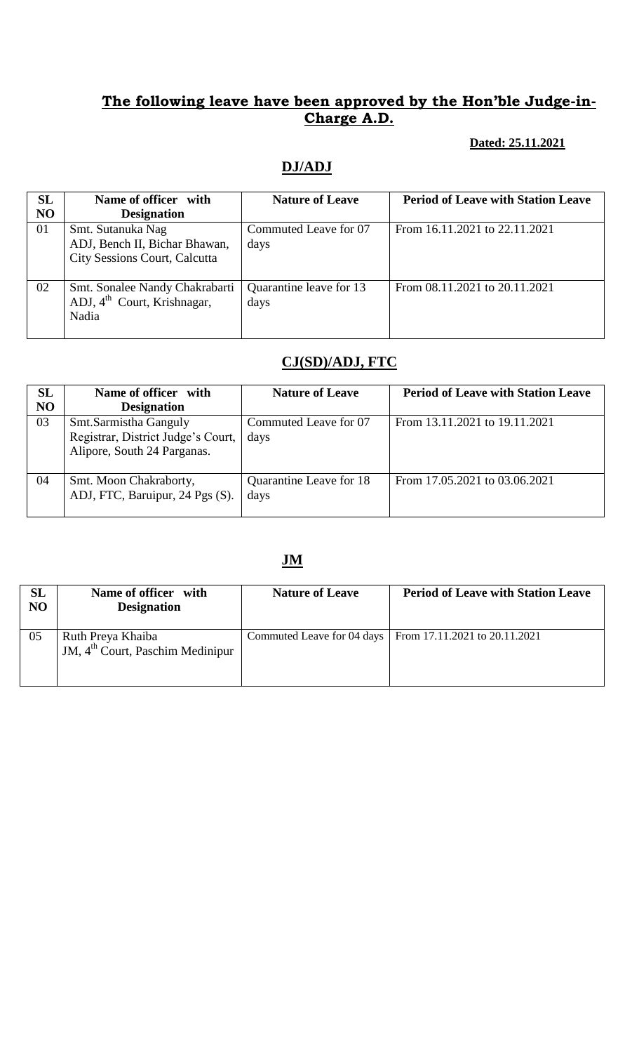## The following leave have been approved by the Hon'ble Judge-in-Charge A.D.

**Dated: 25.11.2021**

### DJ/ADJ

| SL NO | Name of officer with Designation | Nature of Leave | Period of Leave with Station Leave |
|---|---|---|---|
| 01 | Smt. Sutanuka Nag ADJ, Bench II, Bichar Bhawan, City Sessions Court, Calcutta | Commuted Leave for 07 days | From 16.11.2021 to 22.11.2021 |
| 02 | Smt. Sonalee Nandy Chakrabarti ADJ, 4th Court, Krishnagar, Nadia | Quarantine leave for 13 days | From 08.11.2021 to 20.11.2021 |

### CJ(SD)/ADJ, FTC

| SL NO | Name of officer with Designation | Nature of Leave | Period of Leave with Station Leave |
|---|---|---|---|
| 03 | Smt.Sarmistha Ganguly Registrar, District Judge's Court, Alipore, South 24 Parganas. | Commuted Leave for 07 days | From 13.11.2021 to 19.11.2021 |
| 04 | Smt. Moon Chakraborty, ADJ, FTC, Baruipur, 24 Pgs (S). | Quarantine Leave for 18 days | From 17.05.2021 to 03.06.2021 |

### JM

| SL NO | Name of officer with Designation | Nature of Leave | Period of Leave with Station Leave |
|---|---|---|---|
| 05 | Ruth Preya Khaiba JM, 4th Court, Paschim Medinipur | Commuted Leave for 04 days | From 17.11.2021 to 20.11.2021 |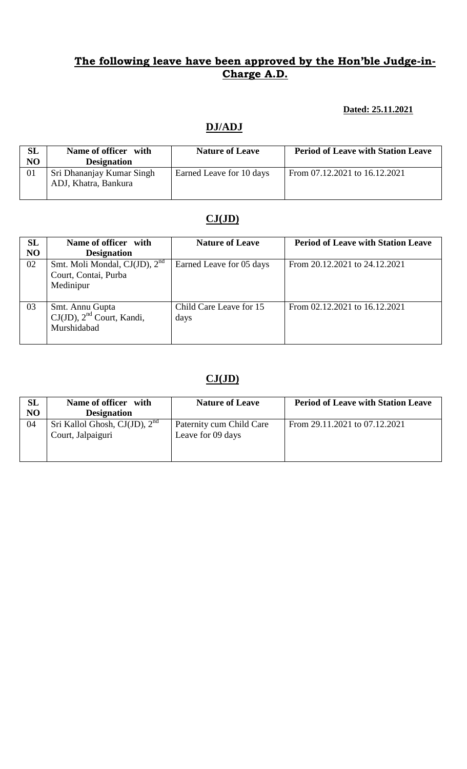## The following leave have been approved by the Hon'ble Judge-in-Charge A.D.

**Dated: 25.11.2021**

### DJ/ADJ

| SL NO | Name of officer with Designation | Nature of Leave | Period of Leave with Station Leave |
|---|---|---|---|
| 01 | Sri Dhananjay Kumar Singh ADJ, Khatra, Bankura | Earned Leave for 10 days | From 07.12.2021 to 16.12.2021 |

### CJ(JD)

| SL NO | Name of officer with Designation | Nature of Leave | Period of Leave with Station Leave |
|---|---|---|---|
| 02 | Smt. Moli Mondal, CJ(JD), 2nd Court, Contai, Purba Medinipur | Earned Leave for 05 days | From 20.12.2021 to 24.12.2021 |
| 03 | Smt. Annu Gupta CJ(JD), 2nd Court, Kandi, Murshidabad | Child Care Leave for 15 days | From 02.12.2021 to 16.12.2021 |

### CJ(JD)

| SL NO | Name of officer with Designation | Nature of Leave | Period of Leave with Station Leave |
|---|---|---|---|
| 04 | Sri Kallol Ghosh, CJ(JD), 2nd Court, Jalpaiguri | Paternity cum Child Care Leave for 09 days | From 29.11.2021 to 07.12.2021 |